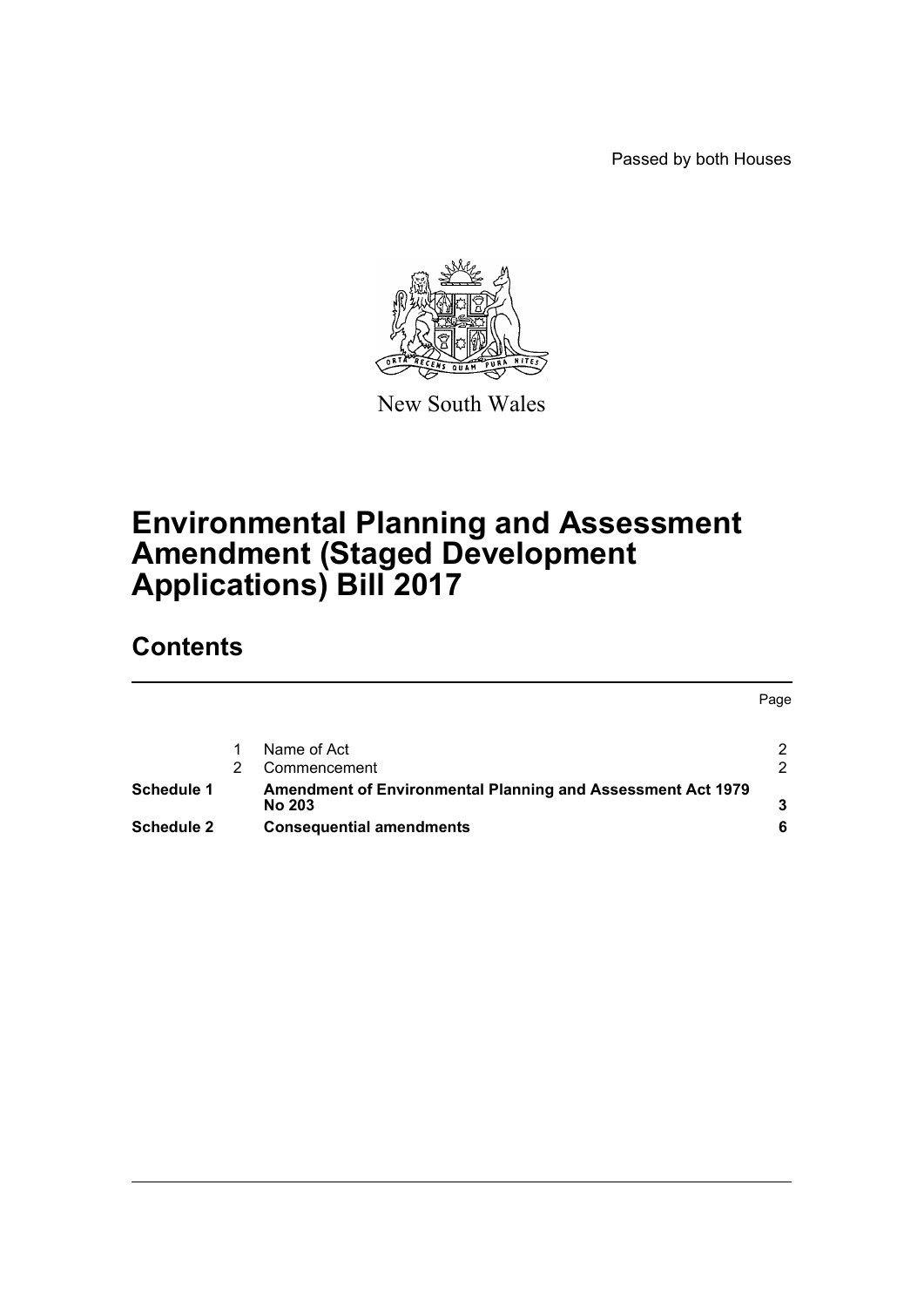Passed by both Houses

New South Wales

# Environmental Planning and Assessment Amendment (Staged Development Applications) Bill 2017

## Contents

| | | | Page |
|---|---|---|---|
| | 1 | Name of Act | 2 |
| | 2 | Commencement | 2 |
| **Schedule 1** | | **Amendment of Environmental Planning and Assessment Act 1979 No 203** | **3** |
| **Schedule 2** | | **Consequential amendments** | **6** |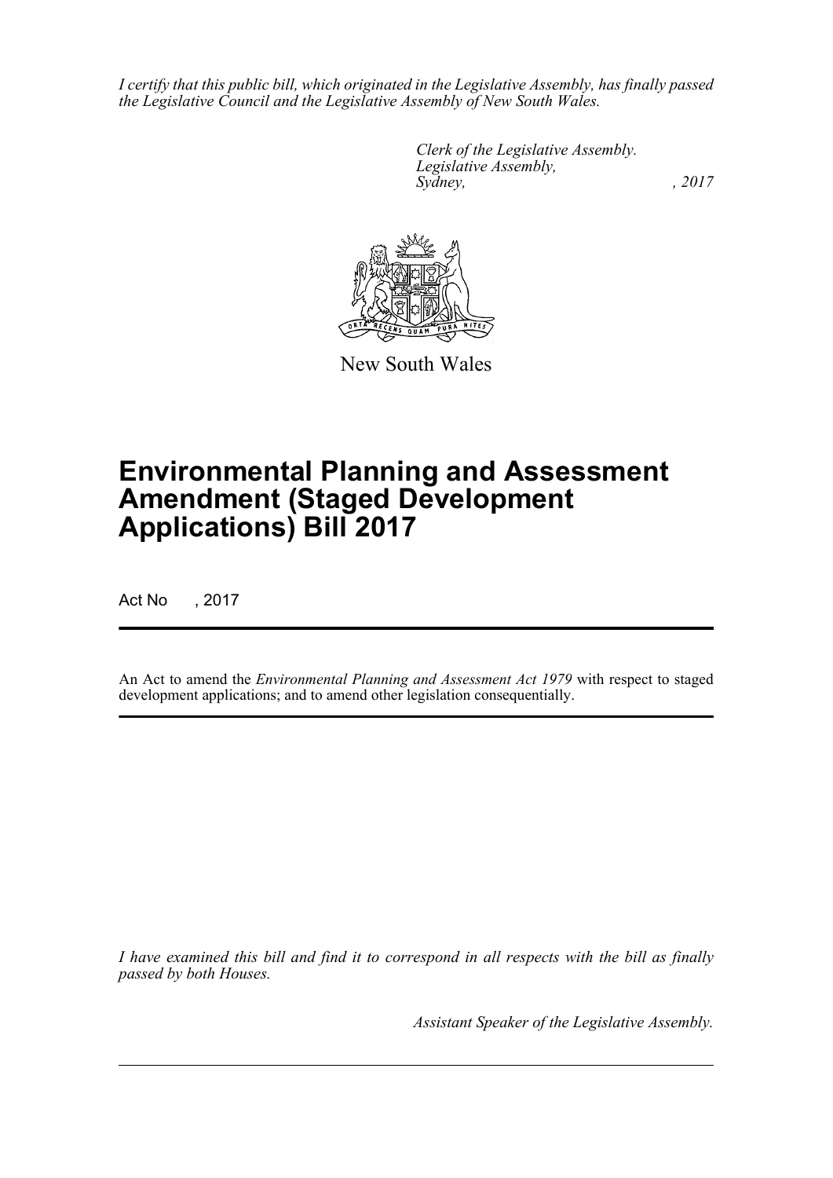*I certify that this public bill, which originated in the Legislative Assembly, has finally passed the Legislative Council and the Legislative Assembly of New South Wales.*

*Clerk of the Legislative Assembly.*
*Legislative Assembly,*
*Sydney, , 2017*

New South Wales

# Environmental Planning and Assessment Amendment (Staged Development Applications) Bill 2017

Act No , 2017

An Act to amend the *Environmental Planning and Assessment Act 1979* with respect to staged development applications; and to amend other legislation consequentially.

*I have examined this bill and find it to correspond in all respects with the bill as finally passed by both Houses.*

*Assistant Speaker of the Legislative Assembly.*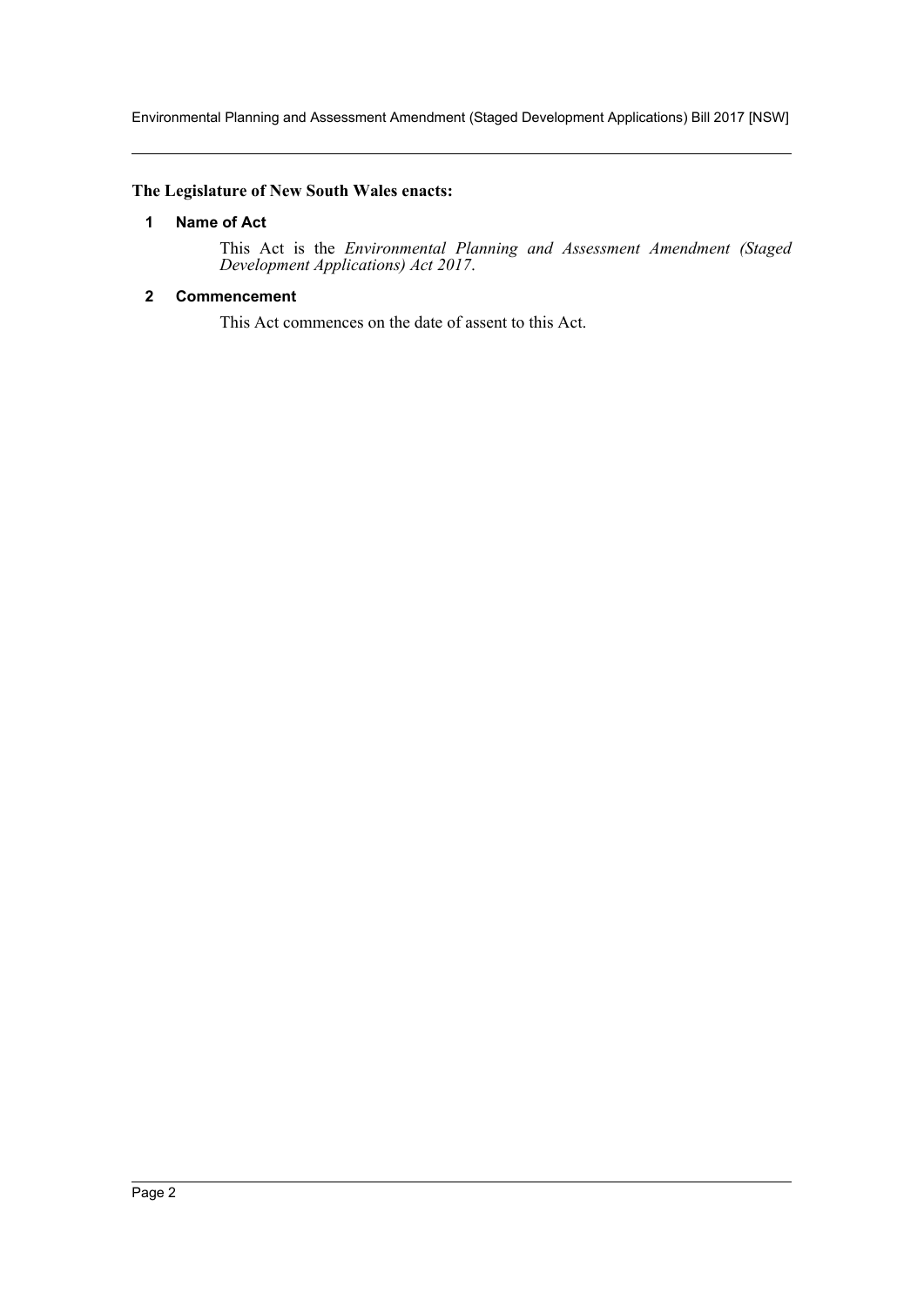**The Legislature of New South Wales enacts:**

### 1 Name of Act

This Act is the *Environmental Planning and Assessment Amendment (Staged Development Applications) Act 2017*.

### 2 Commencement

This Act commences on the date of assent to this Act.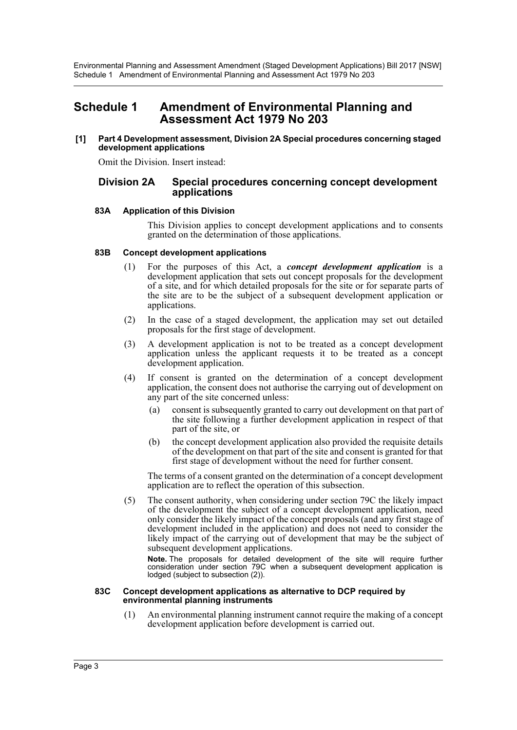## Schedule 1 Amendment of Environmental Planning and Assessment Act 1979 No 203

**[1] Part 4 Development assessment, Division 2A Special procedures concerning staged development applications**

Omit the Division. Insert instead:

### Division 2A Special procedures concerning concept development applications

#### 83A Application of this Division

This Division applies to concept development applications and to consents granted on the determination of those applications.

#### 83B Concept development applications

(1) For the purposes of this Act, a ***concept development application*** is a development application that sets out concept proposals for the development of a site, and for which detailed proposals for the site or for separate parts of the site are to be the subject of a subsequent development application or applications.

(2) In the case of a staged development, the application may set out detailed proposals for the first stage of development.

(3) A development application is not to be treated as a concept development application unless the applicant requests it to be treated as a concept development application.

(4) If consent is granted on the determination of a concept development application, the consent does not authorise the carrying out of development on any part of the site concerned unless:

- (a) consent is subsequently granted to carry out development on that part of the site following a further development application in respect of that part of the site, or
- (b) the concept development application also provided the requisite details of the development on that part of the site and consent is granted for that first stage of development without the need for further consent.

The terms of a consent granted on the determination of a concept development application are to reflect the operation of this subsection.

(5) The consent authority, when considering under section 79C the likely impact of the development the subject of a concept development application, need only consider the likely impact of the concept proposals (and any first stage of development included in the application) and does not need to consider the likely impact of the carrying out of development that may be the subject of subsequent development applications.

**Note.** The proposals for detailed development of the site will require further consideration under section 79C when a subsequent development application is lodged (subject to subsection (2)).

#### 83C Concept development applications as alternative to DCP required by environmental planning instruments

(1) An environmental planning instrument cannot require the making of a concept development application before development is carried out.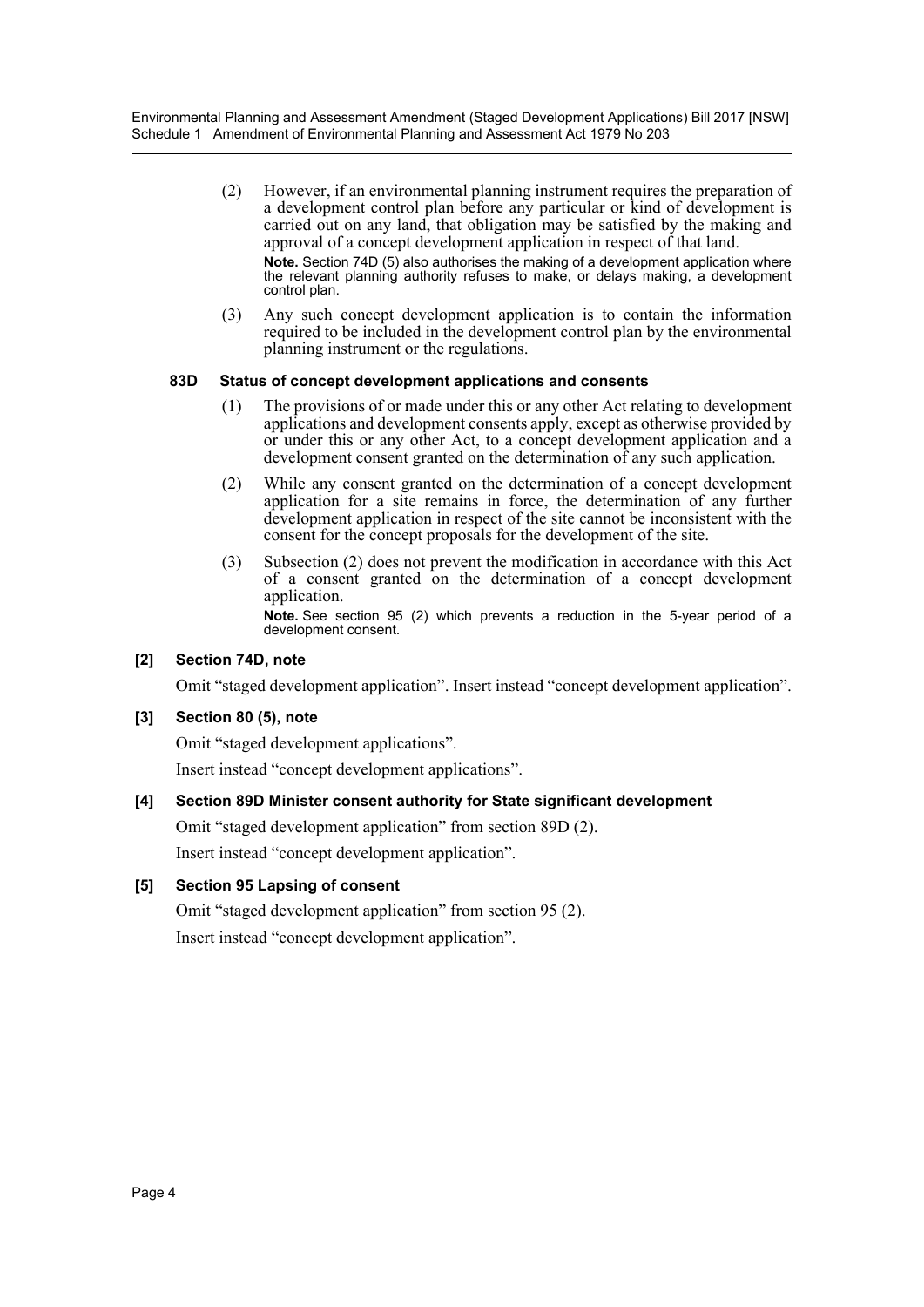(2) However, if an environmental planning instrument requires the preparation of a development control plan before any particular or kind of development is carried out on any land, that obligation may be satisfied by the making and approval of a concept development application in respect of that land.

**Note.** Section 74D (5) also authorises the making of a development application where the relevant planning authority refuses to make, or delays making, a development control plan.

(3) Any such concept development application is to contain the information required to be included in the development control plan by the environmental planning instrument or the regulations.

#### 83D Status of concept development applications and consents

(1) The provisions of or made under this or any other Act relating to development applications and development consents apply, except as otherwise provided by or under this or any other Act, to a concept development application and a development consent granted on the determination of any such application.

(2) While any consent granted on the determination of a concept development application for a site remains in force, the determination of any further development application in respect of the site cannot be inconsistent with the consent for the concept proposals for the development of the site.

(3) Subsection (2) does not prevent the modification in accordance with this Act of a consent granted on the determination of a concept development application.

**Note.** See section 95 (2) which prevents a reduction in the 5-year period of a development consent.

### [2] Section 74D, note

Omit "staged development application". Insert instead "concept development application".

### [3] Section 80 (5), note

Omit "staged development applications".

Insert instead "concept development applications".

### [4] Section 89D Minister consent authority for State significant development

Omit "staged development application" from section 89D (2).

Insert instead "concept development application".

### [5] Section 95 Lapsing of consent

Omit "staged development application" from section 95 (2).

Insert instead "concept development application".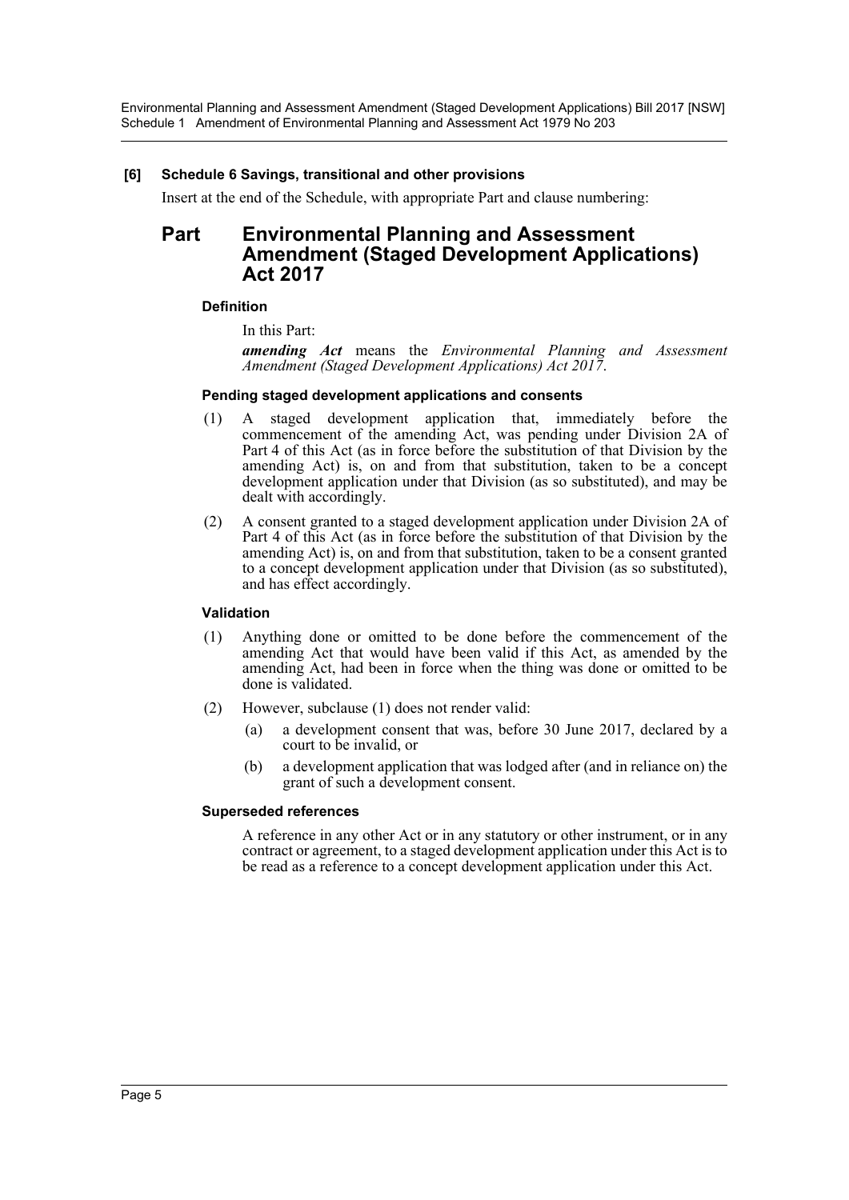## [6] Schedule 6 Savings, transitional and other provisions

Insert at the end of the Schedule, with appropriate Part and clause numbering:

# Part Environmental Planning and Assessment Amendment (Staged Development Applications) Act 2017

### Definition

In this Part:

***amending Act*** means the *Environmental Planning and Assessment Amendment (Staged Development Applications) Act 2017*.

### Pending staged development applications and consents

(1) A staged development application that, immediately before the commencement of the amending Act, was pending under Division 2A of Part 4 of this Act (as in force before the substitution of that Division by the amending Act) is, on and from that substitution, taken to be a concept development application under that Division (as so substituted), and may be dealt with accordingly.

(2) A consent granted to a staged development application under Division 2A of Part 4 of this Act (as in force before the substitution of that Division by the amending Act) is, on and from that substitution, taken to be a consent granted to a concept development application under that Division (as so substituted), and has effect accordingly.

### Validation

(1) Anything done or omitted to be done before the commencement of the amending Act that would have been valid if this Act, as amended by the amending Act, had been in force when the thing was done or omitted to be done is validated.

(2) However, subclause (1) does not render valid:

- (a) a development consent that was, before 30 June 2017, declared by a court to be invalid, or
- (b) a development application that was lodged after (and in reliance on) the grant of such a development consent.

### Superseded references

A reference in any other Act or in any statutory or other instrument, or in any contract or agreement, to a staged development application under this Act is to be read as a reference to a concept development application under this Act.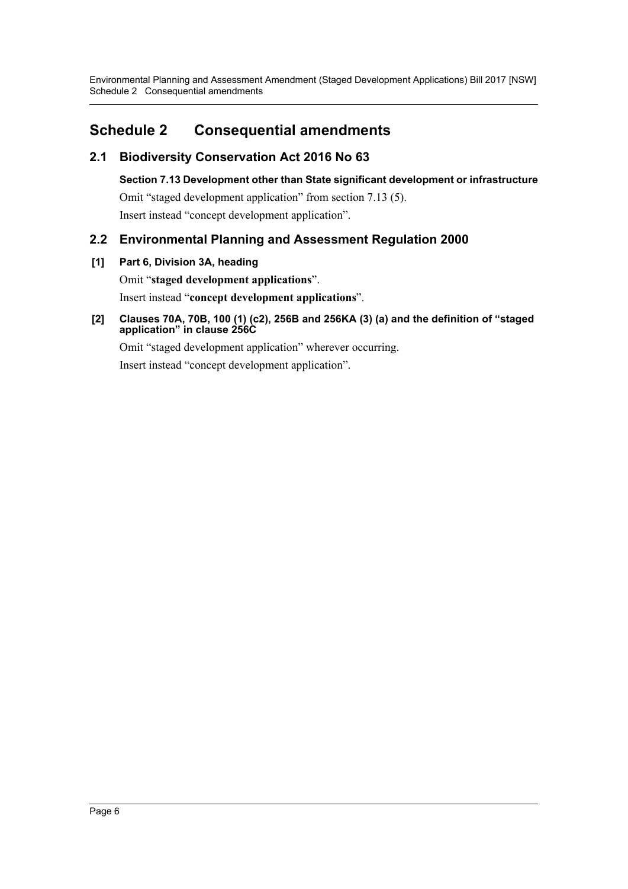# Schedule 2 Consequential amendments

## 2.1 Biodiversity Conservation Act 2016 No 63

**Section 7.13 Development other than State significant development or infrastructure**

Omit "staged development application" from section 7.13 (5).

Insert instead "concept development application".

## 2.2 Environmental Planning and Assessment Regulation 2000

**[1] Part 6, Division 3A, heading**

Omit "**staged development applications**".

Insert instead "**concept development applications**".

**[2] Clauses 70A, 70B, 100 (1) (c2), 256B and 256KA (3) (a) and the definition of "staged application" in clause 256C**

Omit "staged development application" wherever occurring.

Insert instead "concept development application".